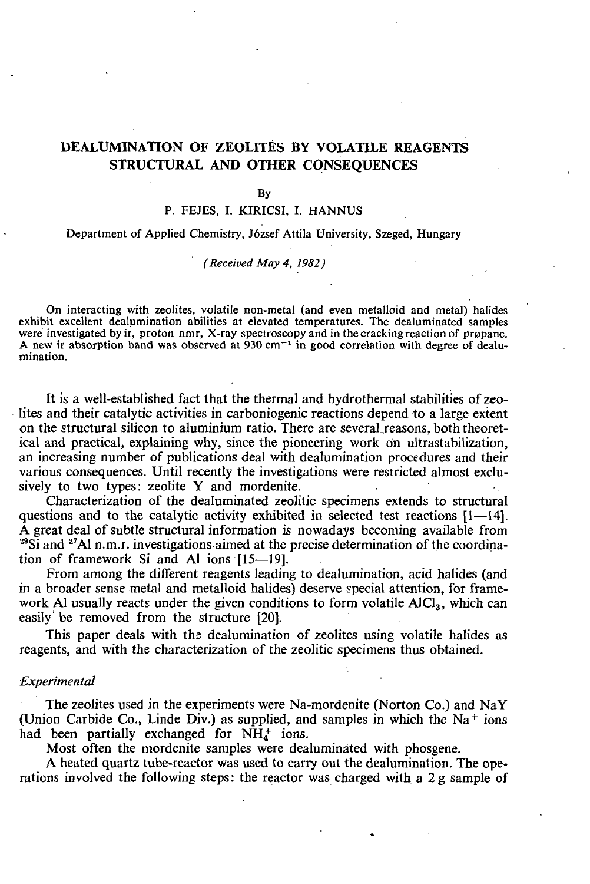# DEALUMINATION OF ZEOLITES BY VOLATILE REAGENTS STRUCTURAL AND OTHER CONSEQUENCES

By

P. FEJES, I. KIRICSI, I. HANNUS

Department of Applied Chemistry, József Attila University, Szeged, Hungary

*(Received May 4, 1982)*

On interacting with zeolites, volatile non-metal (and even metalloid and metal) halides exhibit excellent dealumination abilities at elevated temperatures. The dealuminated samples were investigated by ir, proton nmr, X-ray spectroscopy and in the cracking reaction of propane. A new ir absorption band was observed at 930 $cm^{-1}$ in good correlation with degree of dealumination.

It is a well-established fact that the thermal and hydrothermal stabilities of zeolites and their catalytic activities in carboniogenic reactions depend to a large extent on the structural silicon to aluminium ratio. There are several reasons, both theoretical and practical, explaining why, since the pioneering work on ultrastabilization, an increasing number of publications deal with dealumination procedures and their various consequences. Until recently the investigations were restricted almost exclusively to two types: zeolite Y and mordenite.

Characterization of the dealuminated zeolitic specimens extends to structural questions and to the catalytic activity exhibited in selected test reactions [1—14]. A great deal of subtle structural information is nowadays becoming available from $^{29}Si$ and $^{27}Al$ n.m.r. investigations aimed at the precise determination of the coordination of framework Si and Al ions [15—19].

From among the different reagents leading to dealumination, acid halides (and in a broader sense metal and metalloid halides) deserve special attention, for framework Al usually reacts under the given conditions to form volatile $AlCl_3$, which can easily be removed from the structure [20].

This paper deals with the dealumination of zeolites using volatile halides as reagents, and with the characterization of the zeolitic specimens thus obtained.

## *Experimental*

The zeolites used in the experiments were Na-mordenite (Norton Co.) and NaY (Union Carbide Co., Linde Div.) as supplied, and samples in which the $Na^+$ ions had been partially exchanged for $NH_4^+$ ions.

Most often the mordenite samples were dealuminated with phosgene.

A heated quartz tube-reactor was used to carry out the dealumination. The operations involved the following steps: the reactor was charged with a 2 g sample of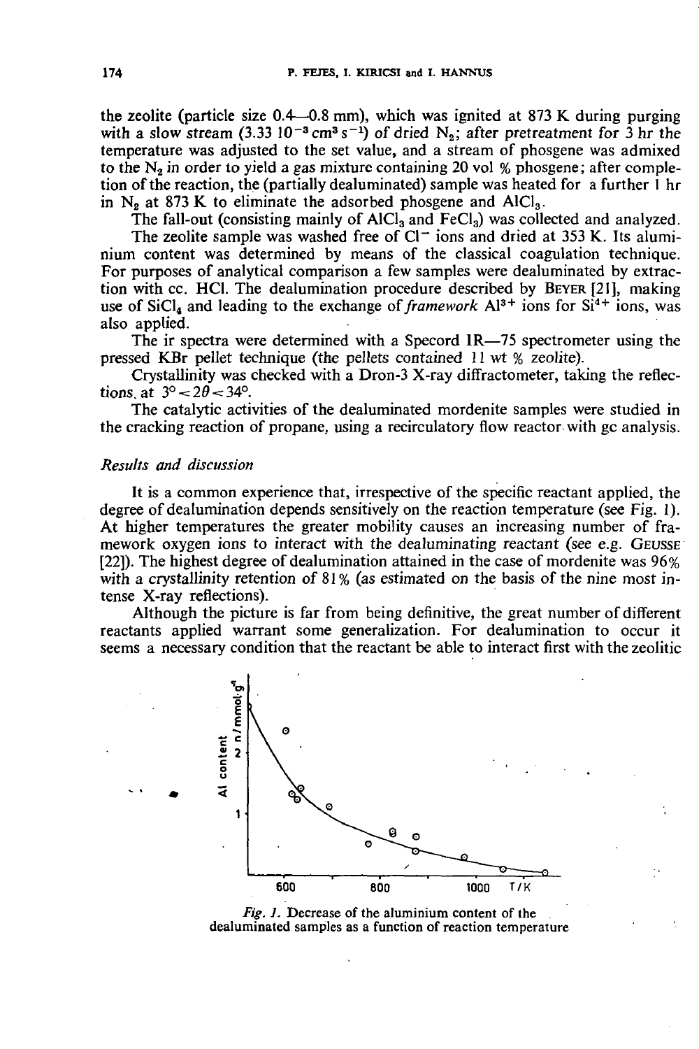the zeolite (particle size 0.4—0.8 mm), which was ignited at 873 K during purging with a slow stream ($3.33\ 10^{-3}\ cm^3\ s^{-1}$) of dried $N_2$; after pretreatment for 3 hr the temperature was adjusted to the set value, and a stream of phosgene was admixed to the $N_2$ in order to yield a gas mixture containing 20 vol % phosgene; after completion of the reaction, the (partially dealuminated) sample was heated for a further 1 hr in $N_2$ at 873 K to eliminate the adsorbed phosgene and $AlCl_3$.

The fall-out (consisting mainly of $AlCl_3$ and $FeCl_3$) was collected and analyzed.

The zeolite sample was washed free of $Cl^-$ ions and dried at 353 K. Its aluminium content was determined by means of the classical coagulation technique. For purposes of analytical comparison a few samples were dealuminated by extraction with cc. HCl. The dealumination procedure described by BEYER [21], making use of $SiCl_4$ and leading to the exchange of *framework* $Al^{3+}$ ions for $Si^{4+}$ ions, was also applied.

The ir spectra were determined with a Specord IR—75 spectrometer using the pressed KBr pellet technique (the pellets contained 11 wt % zeolite).

Crystallinity was checked with a Dron-3 X-ray diffractometer, taking the reflections at $3° < 2\theta < 34°$.

The catalytic activities of the dealuminated mordenite samples were studied in the cracking reaction of propane, using a recirculatory flow reactor with gc analysis.

## *Results and discussion*

It is a common experience that, irrespective of the specific reactant applied, the degree of dealumination depends sensitively on the reaction temperature (see Fig. 1). At higher temperatures the greater mobility causes an increasing number of framework oxygen ions to interact with the dealuminating reactant (see e.g. GEUSSE [22]). The highest degree of dealumination attained in the case of mordenite was 96% with a crystallinity retention of 81% (as estimated on the basis of the nine most intense X-ray reflections).

Although the picture is far from being definitive, the great number of different reactants applied warrant some generalization. For dealumination to occur it seems a necessary condition that the reactant be able to interact first with the zeolitic

Al content n / mmol·g⁻¹
2
1
600
800
1000
T / K

*Fig. 1.* Decrease of the aluminium content of the dealuminated samples as a function of reaction temperature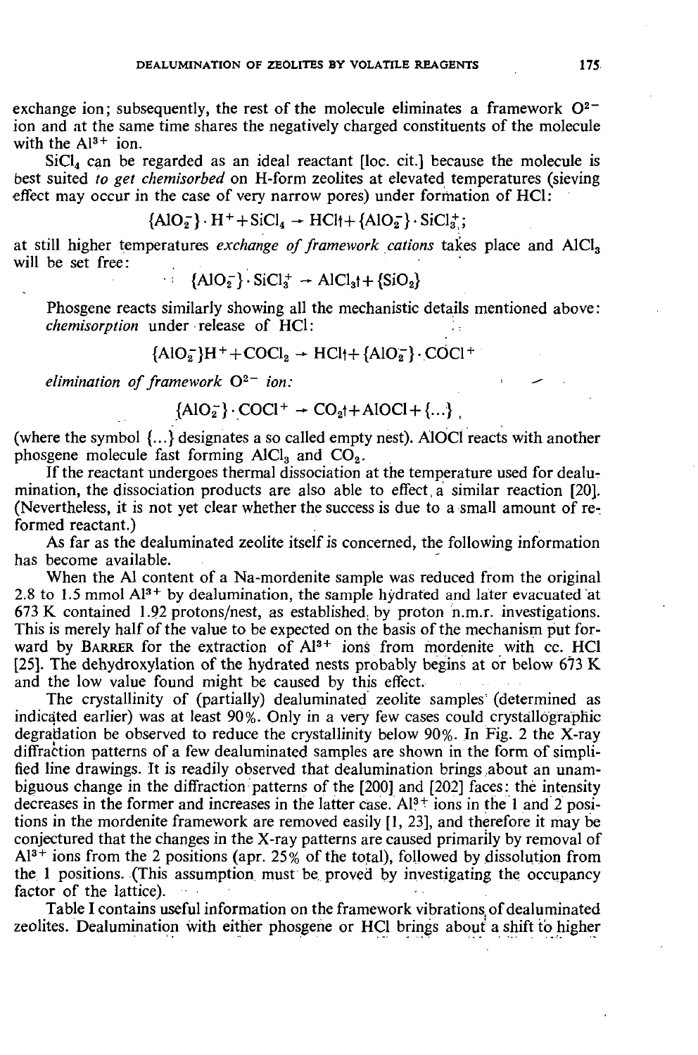exchange ion; subsequently, the rest of the molecule eliminates a framework $O^{2-}$ ion and at the same time shares the negatively charged constituents of the molecule with the $Al^{3+}$ ion.

$SiCl_4$ can be regarded as an ideal reactant [loc. cit.] because the molecule is best suited *to get chemisorbed* on H-form zeolites at elevated temperatures (sieving effect may occur in the case of very narrow pores) under formation of HCl:

$$\{AlO_2^-\} \cdot H^+ + SiCl_4 \rightarrow HCl\uparrow + \{AlO_2^-\} \cdot SiCl_3^+;$$

at still higher temperatures *exchange of framework cations* takes place and $AlCl_3$ will be set free:

$$\{AlO_2^-\} \cdot SiCl_3^+ \rightarrow AlCl_3\uparrow + \{SiO_2\}$$

Phosgene reacts similarly showing all the mechanistic details mentioned above: *chemisorption* under release of HCl:

$$\{AlO_2^-\}H^+ + COCl_2 \rightarrow HCl\uparrow + \{AlO_2^-\} \cdot COCl^+$$

*elimination of framework $O^{2-}$ ion:*

$$\{AlO_2^-\} \cdot COCl^+ \rightarrow CO_2\uparrow + AlOCl + \{...\},$$

(where the symbol {...} designates a so called empty nest). AlOCl reacts with another phosgene molecule fast forming $AlCl_3$ and $CO_2$.

If the reactant undergoes thermal dissociation at the temperature used for dealumination, the dissociation products are also able to effect a similar reaction [20]. (Nevertheless, it is not yet clear whether the success is due to a small amount of re-formed reactant.)

As far as the dealuminated zeolite itself is concerned, the following information has become available.

When the Al content of a Na-mordenite sample was reduced from the original 2.8 to 1.5 mmol $Al^{3+}$ by dealumination, the sample hydrated and later evacuated at 673 K contained 1.92 protons/nest, as established by proton n.m.r. investigations. This is merely half of the value to be expected on the basis of the mechanism put forward by BARRER for the extraction of $Al^{3+}$ ions from mordenite with cc. HCl [25]. The dehydroxylation of the hydrated nests probably begins at or below 673 K and the low value found might be caused by this effect.

The crystallinity of (partially) dealuminated zeolite samples (determined as indicated earlier) was at least 90%. Only in a very few cases could crystallographic degradation be observed to reduce the crystallinity below 90%. In Fig. 2 the X-ray diffraction patterns of a few dealuminated samples are shown in the form of simplified line drawings. It is readily observed that dealumination brings about an unambiguous change in the diffraction patterns of the [200] and [202] faces: the intensity decreases in the former and increases in the latter case. $Al^{3+}$ ions in the 1 and 2 positions in the mordenite framework are removed easily [1, 23], and therefore it may be conjectured that the changes in the X-ray patterns are caused primarily by removal of $Al^{3+}$ ions from the 2 positions (apr. 25% of the total), followed by dissolution from the 1 positions. (This assumption must be proved by investigating the occupancy factor of the lattice).

Table I contains useful information on the framework vibrations of dealuminated zeolites. Dealumination with either phosgene or HCl brings about a shift to higher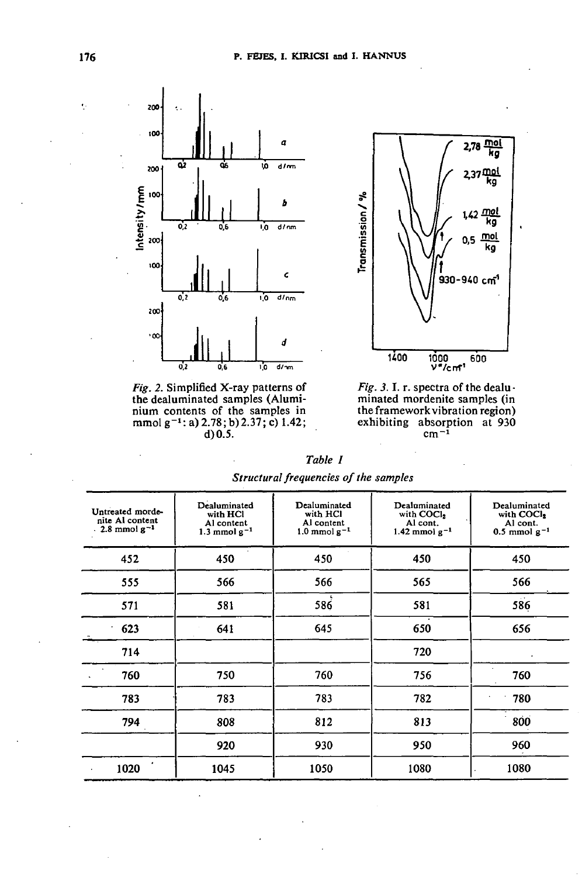Intensity/mm

200
100
a
0,2 0,6 1,0 d/nm

200
100
b
0,2 0,6 1,0 d/nm

200
100
c
0,2 0,6 1,0 d/nm

200
100
d
0,2 0,6 1,0 d/nm

*Fig. 2.* Simplified X-ray patterns of the dealuminated samples (Aluminium contents of the samples in mmol $g^{-1}$: a) 2.78; b) 2.37; c) 1.42; d) 0.5.

Transmission / %

2,78 mol/kg
2,37 mol/kg
1,42 mol/kg
0,5 mol/kg
930-940 $cm^{-1}$

1400 1000 600
$\nu^{*}/cm^{-1}$

*Fig. 3.* I. r. spectra of the dealuminated mordenite samples (in the framework vibration region) exhibiting absorption at 930 $cm^{-1}$

*Table I*

*Structural frequencies of the samples*

| Untreated mordenite Al content 2.8 mmol $g^{-1}$ | Dealuminated with HCl Al content 1.3 mmol $g^{-1}$ | Dealuminated with HCl Al content 1.0 mmol $g^{-1}$ | Dealuminated with $COCl_2$ Al cont. 1.42 mmol $g^{-1}$ | Dealuminated with $COCl_2$ Al cont. 0.5 mmol $g^{-1}$ |
|---|---|---|---|---|
| 452 | 450 | 450 | 450 | 450 |
| 555 | 566 | 566 | 565 | 566 |
| 571 | 581 | 586 | 581 | 586 |
| 623 | 641 | 645 | 650 | 656 |
| 714 | | | 720 | |
| 760 | 750 | 760 | 756 | 760 |
| 783 | 783 | 783 | 782 | 780 |
| 794 | 808 | 812 | 813 | 800 |
| | 920 | 930 | 950 | 960 |
| 1020 | 1045 | 1050 | 1080 | 1080 |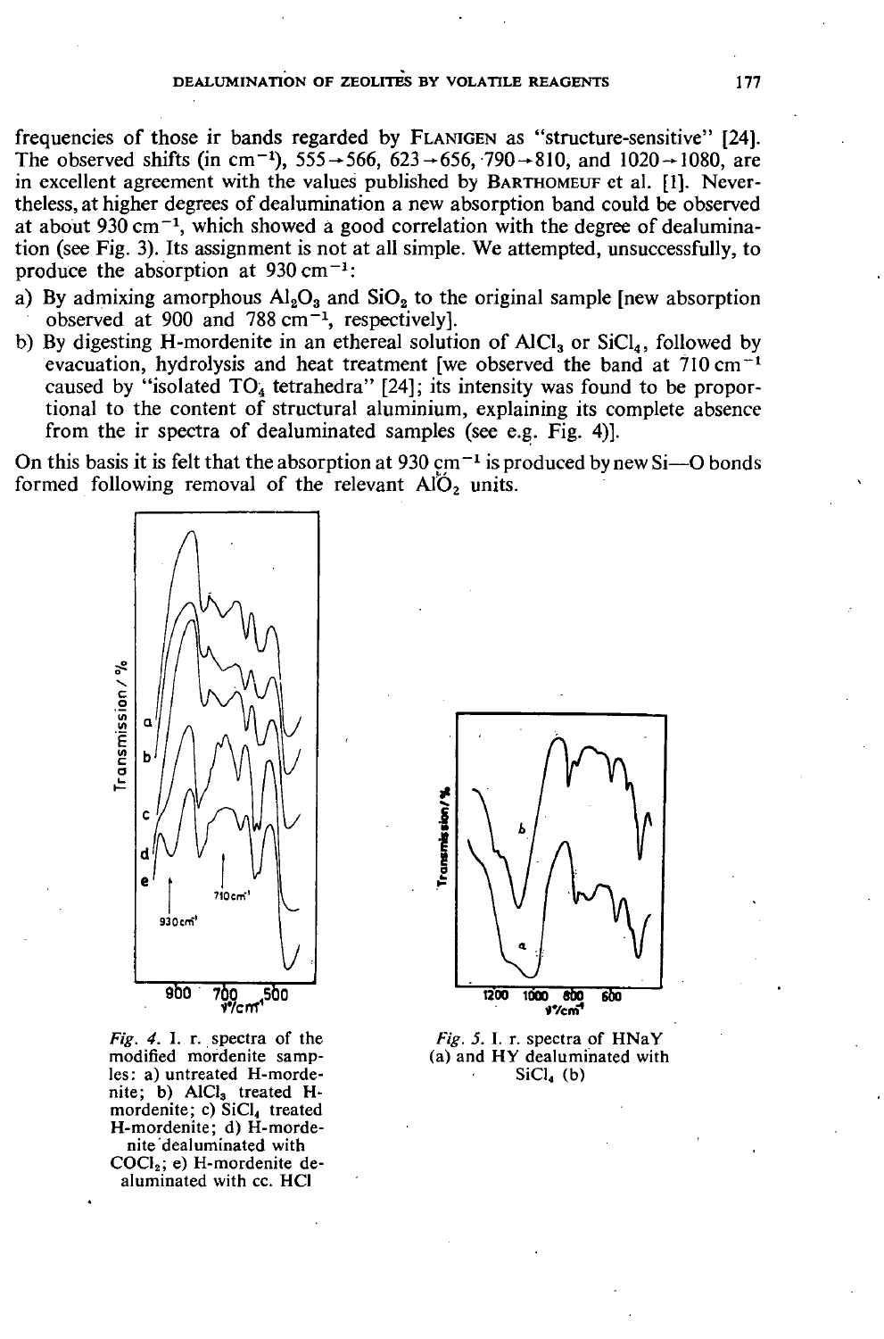frequencies of those ir bands regarded by FLANIGEN as "structure-sensitive" [24]. The observed shifts (in $cm^{-1}$), 555→566, 623→656, 790→810, and 1020→1080, are in excellent agreement with the values published by BARTHOMEUF et al. [1]. Nevertheless, at higher degrees of dealumination a new absorption band could be observed at about 930 $cm^{-1}$, which showed a good correlation with the degree of dealumination (see Fig. 3). Its assignment is not at all simple. We attempted, unsuccessfully, to produce the absorption at 930 $cm^{-1}$:

a) By admixing amorphous $Al_2O_3$ and $SiO_2$ to the original sample [new absorption observed at 900 and 788 $cm^{-1}$, respectively].
b) By digesting H-mordenite in an ethereal solution of $AlCl_3$ or $SiCl_4$, followed by evacuation, hydrolysis and heat treatment [we observed the band at 710 $cm^{-1}$ caused by "isolated $TO_4$ tetrahedra" [24]; its intensity was found to be proportional to the content of structural aluminium, explaining its complete absence from the ir spectra of dealuminated samples (see e.g. Fig. 4)].

On this basis it is felt that the absorption at 930 $cm^{-1}$ is produced by new Si—O bonds formed following removal of the relevant $AlO_2$ units.

Transmission / %
a
b
c
d
e
930cm⁻¹
710cm⁻¹
900 700 500
ν/cm⁻¹

*Fig. 4.* I. r. spectra of the modified mordenite samples: a) untreated H-mordenite; b) $AlCl_3$ treated H-mordenite; c) $SiCl_4$ treated H-mordenite; d) H-mordenite dealuminated with $COCl_2$; e) H-mordenite dealuminated with cc. HCl

Transmission/ %
b
a
1200 1000 800 600
ν/cm⁻¹

*Fig. 5.* I. r. spectra of HNaY (a) and HY dealuminated with $SiCl_4$ (b)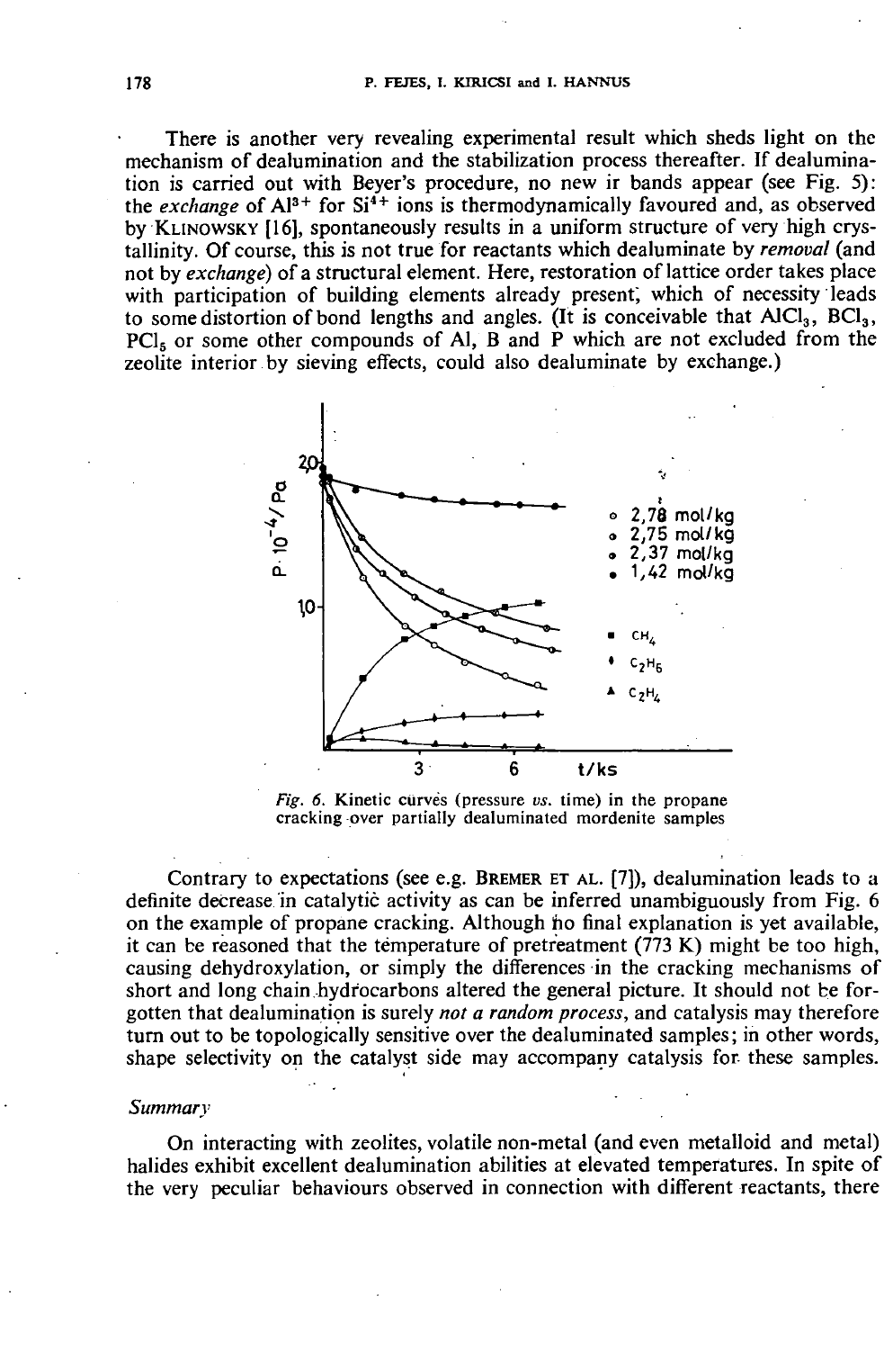There is another very revealing experimental result which sheds light on the mechanism of dealumination and the stabilization process thereafter. If dealumination is carried out with Beyer's procedure, no new ir bands appear (see Fig. 5): the *exchange* of $Al^{3+}$ for $Si^{4+}$ ions is thermodynamically favoured and, as observed by KLINOWSKY [16], spontaneously results in a uniform structure of very high crystallinity. Of course, this is not true for reactants which dealuminate by *removal* (and not by *exchange*) of a structural element. Here, restoration of lattice order takes place with participation of building elements already present, which of necessity leads to some distortion of bond lengths and angles. (It is conceivable that $AlCl_3$, $BCl_3$, $PCl_5$ or some other compounds of Al, B and P which are not excluded from the zeolite interior by sieving effects, could also dealuminate by exchange.)

$P \cdot 10^{-4}$/Pa

2,0

1,0

3

6

t/ks

2,78 mol/kg

2,75 mol/kg

2,37 mol/kg

1,42 mol/kg

$CH_4$

$C_2H_6$

$C_2H_4$

*Fig. 6.* Kinetic curves (pressure *vs.* time) in the propane cracking over partially dealuminated mordenite samples

Contrary to expectations (see e.g. BREMER ET AL. [7]), dealumination leads to a definite decrease in catalytic activity as can be inferred unambiguously from Fig. 6 on the example of propane cracking. Although no final explanation is yet available, it can be reasoned that the temperature of pretreatment (773 K) might be too high, causing dehydroxylation, or simply the differences in the cracking mechanisms of short and long chain hydrocarbons altered the general picture. It should not be forgotten that dealumination is surely *not a random process*, and catalysis may therefore turn out to be topologically sensitive over the dealuminated samples; in other words, shape selectivity on the catalyst side may accompany catalysis for these samples.

### *Summary*

On interacting with zeolites, volatile non-metal (and even metalloid and metal) halides exhibit excellent dealumination abilities at elevated temperatures. In spite of the very peculiar behaviours observed in connection with different reactants, there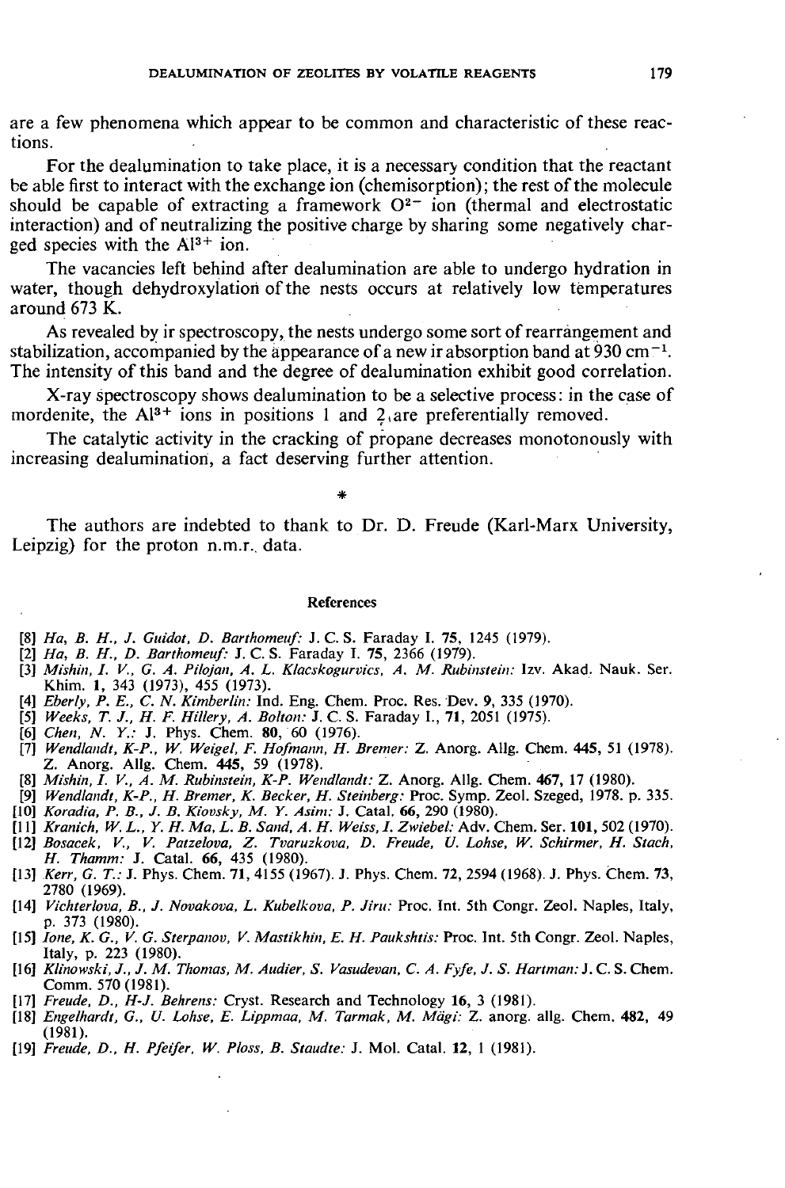are a few phenomena which appear to be common and characteristic of these reactions.

For the dealumination to take place, it is a necessary condition that the reactant be able first to interact with the exchange ion (chemisorption); the rest of the molecule should be capable of extracting a framework $O^{2-}$ ion (thermal and electrostatic interaction) and of neutralizing the positive charge by sharing some negatively charged species with the $Al^{3+}$ ion.

The vacancies left behind after dealumination are able to undergo hydration in water, though dehydroxylation of the nests occurs at relatively low temperatures around 673 K.

As revealed by ir spectroscopy, the nests undergo some sort of rearrangement and stabilization, accompanied by the appearance of a new ir absorption band at 930 $cm^{-1}$. The intensity of this band and the degree of dealumination exhibit good correlation.

X-ray spectroscopy shows dealumination to be a selective process: in the case of mordenite, the $Al^{3+}$ ions in positions 1 and 2 are preferentially removed.

The catalytic activity in the cracking of propane decreases monotonously with increasing dealumination, a fact deserving further attention.

*

The authors are indebted to thank to Dr. D. Freude (Karl-Marx University, Leipzig) for the proton n.m.r. data.

## References

[8] *Ha, B. H., J. Guidot, D. Barthomeuf:* J. C. S. Faraday I. **75**, 1245 (1979).
[2] *Ha, B. H., D. Barthomeuf:* J. C. S. Faraday I. **75**, 2366 (1979).
[3] *Mishin, I. V., G. A. Pilojan, A. L. Klacskogurvics, A. M. Rubinstein:* Izv. Akad. Nauk. Ser. Khim. **1**, 343 (1973), 455 (1973).
[4] *Eberly, P. E., C. N. Kimberlin:* Ind. Eng. Chem. Proc. Res. Dev. **9**, 335 (1970).
[5] *Weeks, T. J., H. F. Hillery, A. Bolton:* J. C. S. Faraday I., **71**, 2051 (1975).
[6] *Chen, N. Y.:* J. Phys. Chem. **80**, 60 (1976).
[7] *Wendlandt, K-P., W. Weigel, F. Hofmann, H. Bremer:* Z. Anorg. Allg. Chem. **445**, 51 (1978). Z. Anorg. Allg. Chem. **445**, 59 (1978).
[8] *Mishin, I. V., A. M. Rubinstein, K-P. Wendlandt:* Z. Anorg. Allg. Chem. **467**, 17 (1980).
[9] *Wendlandt, K-P., H. Bremer, K. Becker, H. Steinberg:* Proc. Symp. Zeol. Szeged, 1978. p. 335.
[10] *Koradia, P. B., J. B. Kiovsky, M. Y. Asim:* J. Catal. **66**, 290 (1980).
[11] *Kranich, W. L., Y. H. Ma, L. B. Sand, A. H. Weiss, I. Zwiebel:* Adv. Chem. Ser. **101**, 502 (1970).
[12] *Bosacek, V., V. Patzelova, Z. Tvaruzkova, D. Freude, U. Lohse, W. Schirmer, H. Stach, H. Thamm:* J. Catal. **66**, 435 (1980).
[13] *Kerr, G. T.:* J. Phys. Chem. **71**, 4155 (1967). J. Phys. Chem. **72**, 2594 (1968). J. Phys. Chem. **73**, 2780 (1969).
[14] *Vichterlova, B., J. Novakova, L. Kubelkova, P. Jiru:* Proc. Int. 5th Congr. Zeol. Naples, Italy, p. 373 (1980).
[15] *Ione, K. G., V. G. Sterpanov, V. Mastikhin, E. H. Paukshtis:* Proc. Int. 5th Congr. Zeol. Naples, Italy, p. 223 (1980).
[16] *Klinowski, J., J. M. Thomas, M. Audier, S. Vasudevan, C. A. Fyfe, J. S. Hartman:* J. C. S. Chem. Comm. 570 (1981).
[17] *Freude, D., H-J. Behrens:* Cryst. Research and Technology **16**, 3 (1981).
[18] *Engelhardt, G., U. Lohse, E. Lippmaa, M. Tarmak, M. Mägi:* Z. anorg. allg. Chem. **482**, 49 (1981).
[19] *Freude, D., H. Pfeifer, W. Ploss, B. Staudte:* J. Mol. Catal. **12**, 1 (1981).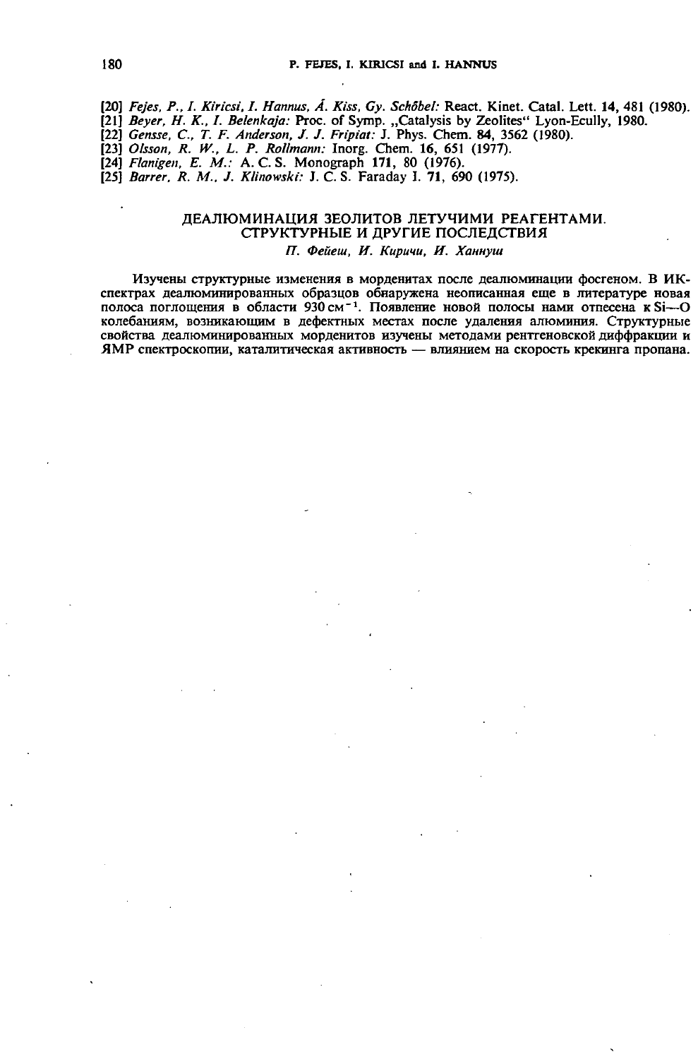[20] *Fejes, P., I. Kiricsi, I. Hannus, Á. Kiss, Gy. Schöbel:* React. Kinet. Catal. Lett. **14**, 481 (1980).
[21] *Beyer, H. K., I. Belenkaja:* Proc. of Symp. „Catalysis by Zeolites“ Lyon-Ecully, 1980.
[22] *Gensse, C., T. F. Anderson, J. J. Fripiat:* J. Phys. Chem. **84**, 3562 (1980).
[23] *Olsson, R. W., L. P. Rollmann:* Inorg. Chem. **16**, 651 (1977).
[24] *Flanigen, E. M.:* A. C. S. Monograph **171**, 80 (1976).
[25] *Barrer, R. M., J. Klinowski:* J. C. S. Faraday I. **71**, 690 (1975).

## ДЕАЛЮМИНАЦИЯ ЗЕОЛИТОВ ЛЕТУЧИМИ РЕАГЕНТАМИ. СТРУКТУРНЫЕ И ДРУГИЕ ПОСЛЕДСТВИЯ

*П. Фейеш, И. Киричи, И. Ханнуш*

Изучены структурные изменения в морденитах после деалюминации фосгеном. В ИК-спектрах деалюминированных образцов обнаружена неописанная еще в литературе новая полоса поглощения в области 930 $cm^{-1}$. Появление новой полосы нами отнесена к Si—O колебаниям, возникающим в дефектных местах после удаления алюминия. Структурные свойства деалюминированных морденитов изучены методами рентгеновской диффракции и ЯМР спектроскопии, каталитическая активность — влиянием на скорость крекинга пропана.